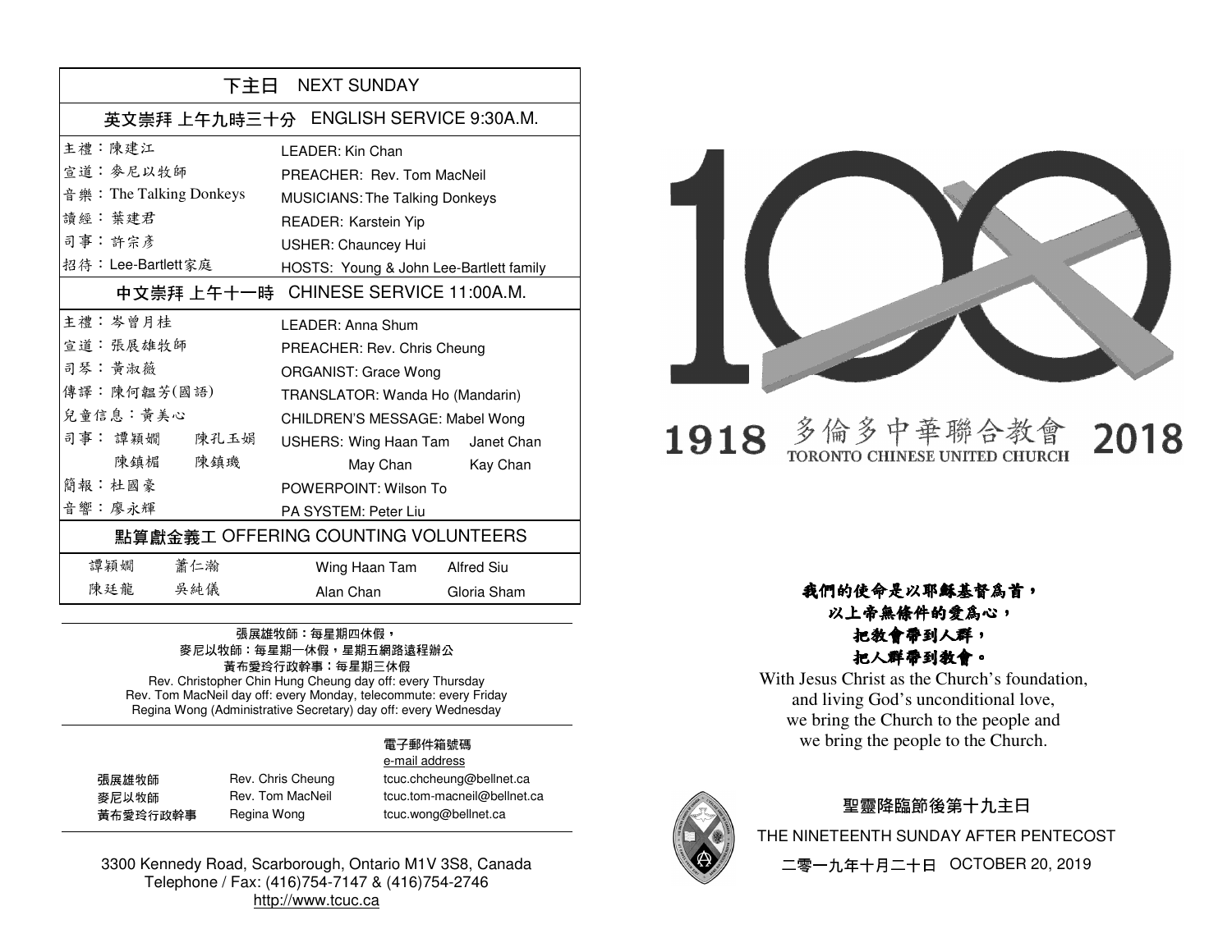## 下主日 NEXT SUNDAY

### 英文崇拜 上午九時三十分 ENGLISH SERVICE 9:30A.M.

| | |
|---|---|
| 主禮：陳建江 | LEADER: Kin Chan |
| 宣道：麥尼以牧師 | PREACHER: Rev. Tom MacNeil |
| 音樂：The Talking Donkeys | MUSICIANS: The Talking Donkeys |
| 讀經：葉建君 | READER: Karstein Yip |
| 司事：許宗彥 | USHER: Chauncey Hui |
| 招待：Lee-Bartlett家庭 | HOSTS: Young & John Lee-Bartlett family |

### 中文崇拜 上午十一時 CHINESE SERVICE 11:00A.M.

| | |
|---|---|
| 主禮：岑曾月桂 | LEADER: Anna Shum |
| 宣道：張展雄牧師 | PREACHER: Rev. Chris Cheung |
| 司琴：黃淑薇 | ORGANIST: Grace Wong |
| 傳譯：陳何韞芳(國語) | TRANSLATOR: Wanda Ho (Mandarin) |
| 兒童信息：黃美心 | CHILDREN'S MESSAGE: Mabel Wong |
| 司事：譚穎嫺 陳孔玉娟 陳鎮楣 陳鎮璣 | USHERS: Wing Haan Tam, Janet Chan, May Chan, Kay Chan |
| 簡報：杜國豪 | POWERPOINT: Wilson To |
| 音響：廖永輝 | PA SYSTEM: Peter Liu |

### 點算獻金義工 OFFERING COUNTING VOLUNTEERS

| | | | |
|---|---|---|---|
| 譚穎嫺 | 蕭仁瀚 | Wing Haan Tam | Alfred Siu |
| 陳廷龍 | 吳純儀 | Alan Chan | Gloria Sham |

張展雄牧師：每星期四休假，
麥尼以牧師：每星期一休假，星期五網路遠程辦公
黃布愛玲行政幹事：每星期三休假
Rev. Christopher Chin Hung Cheung day off: every Thursday
Rev. Tom MacNeil day off: every Monday, telecommute: every Friday
Regina Wong (Administrative Secretary) day off: every Wednesday

| | | 電子郵件箱號碼 e-mail address |
|---|---|---|
| 張展雄牧師 | Rev. Chris Cheung | tcuc.chcheung@bellnet.ca |
| 麥尼以牧師 | Rev. Tom MacNeil | tcuc.tom-macneil@bellnet.ca |
| 黃布愛玲行政幹事 | Regina Wong | tcuc.wong@bellnet.ca |

3300 Kennedy Road, Scarborough, Ontario M1V 3S8, Canada
Telephone / Fax: (416)754-7147 & (416)754-2746
http://www.tcuc.ca

# 100

# 1918 多倫多中華聯合教會 TORONTO CHINESE UNITED CHURCH 2018

***我們的使命是以耶穌基督為首，***
***以上帝無條件的愛為心，***
***把教會帶到人群，***
***把人群帶到教會。***

With Jesus Christ as the Church's foundation,
and living God's unconditional love,
we bring the Church to the people and
we bring the people to the Church.

聖靈降臨節後第十九主日
THE NINETEENTH SUNDAY AFTER PENTECOST
二零一九年十月二十日 OCTOBER 20, 2019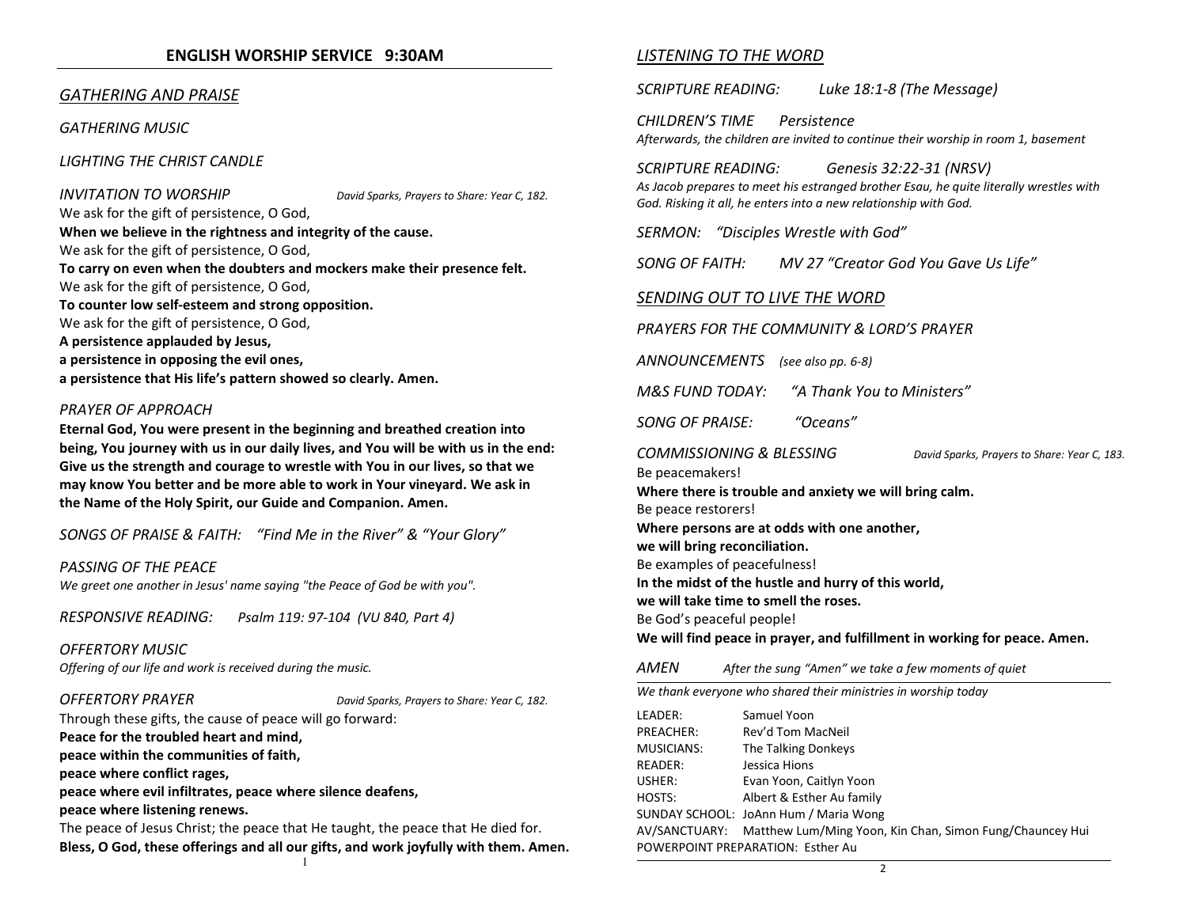## ENGLISH WORSHIP SERVICE 9:30AM

### *GATHERING AND PRAISE*

*GATHERING MUSIC*

*LIGHTING THE CHRIST CANDLE*

*INVITATION TO WORSHIP* *David Sparks, Prayers to Share: Year C, 182.*

We ask for the gift of persistence, O God,
**When we believe in the rightness and integrity of the cause.**
We ask for the gift of persistence, O God,
**To carry on even when the doubters and mockers make their presence felt.**
We ask for the gift of persistence, O God,
**To counter low self-esteem and strong opposition.**
We ask for the gift of persistence, O God,
**A persistence applauded by Jesus,**
**a persistence in opposing the evil ones,**
**a persistence that His life's pattern showed so clearly. Amen.**

*PRAYER OF APPROACH*

**Eternal God, You were present in the beginning and breathed creation into being, You journey with us in our daily lives, and You will be with us in the end: Give us the strength and courage to wrestle with You in our lives, so that we may know You better and be more able to work in Your vineyard. We ask in the Name of the Holy Spirit, our Guide and Companion. Amen.**

*SONGS OF PRAISE & FAITH: "Find Me in the River" & "Your Glory"*

*PASSING OF THE PEACE*
*We greet one another in Jesus' name saying "the Peace of God be with you".*

*RESPONSIVE READING: Psalm 119: 97-104 (VU 840, Part 4)*

*OFFERTORY MUSIC*
*Offering of our life and work is received during the music.*

*OFFERTORY PRAYER* *David Sparks, Prayers to Share: Year C, 182.*

Through these gifts, the cause of peace will go forward:
**Peace for the troubled heart and mind,**
**peace within the communities of faith,**
**peace where conflict rages,**
**peace where evil infiltrates, peace where silence deafens,**
**peace where listening renews.**
The peace of Jesus Christ; the peace that He taught, the peace that He died for.
**Bless, O God, these offerings and all our gifts, and work joyfully with them. Amen.**

### *LISTENING TO THE WORD*

*SCRIPTURE READING: Luke 18:1-8 (The Message)*

*CHILDREN'S TIME Persistence*
*Afterwards, the children are invited to continue their worship in room 1, basement*

*SCRIPTURE READING: Genesis 32:22-31 (NRSV)*
*As Jacob prepares to meet his estranged brother Esau, he quite literally wrestles with God. Risking it all, he enters into a new relationship with God.*

*SERMON: "Disciples Wrestle with God"*

*SONG OF FAITH: MV 27 "Creator God You Gave Us Life"*

### *SENDING OUT TO LIVE THE WORD*

*PRAYERS FOR THE COMMUNITY & LORD'S PRAYER*

*ANNOUNCEMENTS (see also pp. 6-8)*

*M&S FUND TODAY: "A Thank You to Ministers"*

*SONG OF PRAISE: "Oceans"*

*COMMISSIONING & BLESSING* *David Sparks, Prayers to Share: Year C, 183.*

Be peacemakers!
**Where there is trouble and anxiety we will bring calm.**
Be peace restorers!
**Where persons are at odds with one another,**
**we will bring reconciliation.**
Be examples of peacefulness!
**In the midst of the hustle and hurry of this world,**
**we will take time to smell the roses.**
Be God's peaceful people!
**We will find peace in prayer, and fulfillment in working for peace. Amen.**

*AMEN* *After the sung "Amen" we take a few moments of quiet*

*We thank everyone who shared their ministries in worship today*

| | |
|---|---|
| LEADER: | Samuel Yoon |
| PREACHER: | Rev'd Tom MacNeil |
| MUSICIANS: | The Talking Donkeys |
| READER: | Jessica Hions |
| USHER: | Evan Yoon, Caitlyn Yoon |
| HOSTS: | Albert & Esther Au family |
| SUNDAY SCHOOL: | JoAnn Hum / Maria Wong |
| AV/SANCTUARY: | Matthew Lum/Ming Yoon, Kin Chan, Simon Fung/Chauncey Hui |
| POWERPOINT PREPARATION: | Esther Au |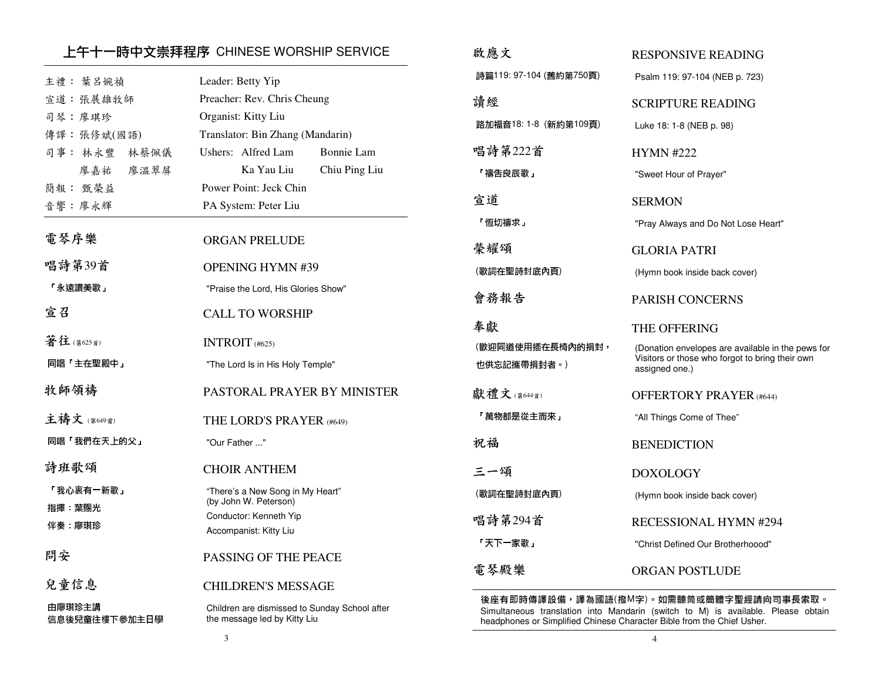## 上午十一時中文崇拜程序 CHINESE WORSHIP SERVICE

| | |
|---|---|
| 主禮：葉呂婉禎 | Leader: Betty Yip |
| 宣道：張展雄牧師 | Preacher: Rev. Chris Cheung |
| 司琴：廖琪珍 | Organist: Kitty Liu |
| 傳譯：張修斌(國語) | Translator: Bin Zhang (Mandarin) |
| 司事：林永豐　林蔡佩儀　廖嘉祐　廖溫翠屏 | Ushers: Alfred Lam　Bonnie Lam　Ka Yau Liu　Chiu Ping Liu |
| 簡報：甄榮益 | Power Point: Jeck Chin |
| 音響：廖永輝 | PA System: Peter Liu |

**電琴序樂** ORGAN PRELUDE

**唱詩第39首** OPENING HYMN #39
「永遠讚美歌」 "Praise the Lord, His Glories Show"

**宣召** CALL TO WORSHIP

**著往** (第625首) INTROIT (#625)
同唱「主在聖殿中」 "The Lord Is in His Holy Temple"

**牧師領禱** PASTORAL PRAYER BY MINISTER

**主禱文** (第649首) THE LORD'S PRAYER (#649)
同唱「我們在天上的父」 "Our Father ..."

**詩班歌頌** CHOIR ANTHEM
「我心裏有一新歌」 "There's a New Song in My Heart" (by John W. Peterson)
指揮：葉賜光 Conductor: Kenneth Yip
伴奏：廖琪珍 Accompanist: Kitty Liu

**問安** PASSING OF THE PEACE

**兒童信息** CHILDREN'S MESSAGE
由廖琪珍主講
信息後兒童往樓下參加主日學
Children are dismissed to Sunday School after the message led by Kitty Liu

**啟應文** RESPONSIVE READING
詩篇119: 97-104 (舊約第750頁) Psalm 119: 97-104 (NEB p. 723)

**讀經** SCRIPTURE READING
路加福音18: 1-8 (新約第109頁) Luke 18: 1-8 (NEB p. 98)

**唱詩第222首** HYMN #222
「禱告良辰歌」 "Sweet Hour of Prayer"

**宣道** SERMON
「恆切禱求」 "Pray Always and Do Not Lose Heart"

**榮耀頌** GLORIA PATRI
(歌詞在聖詩封底內頁) (Hymn book inside back cover)

**會務報告** PARISH CONCERNS

**奉獻** THE OFFERING
(歡迎同道使用插在長椅內的捐封，也供忘記攜帶捐封者。) (Donation envelopes are available in the pews for Visitors or those who forgot to bring their own assigned one.)

**獻禮文** (第644首) OFFERTORY PRAYER (#644)
「萬物都是從主而來」 "All Things Come of Thee"

**祝福** BENEDICTION

**三一頌** DOXOLOGY
(歌詞在聖詩封底內頁) (Hymn book inside back cover)

**唱詩第294首** RECESSIONAL HYMN #294
「天下一家歌」 "Christ Defined Our Brotherhoood"

**電琴殿樂** ORGAN POSTLUDE

---

**後座有即時傳譯設備，譯為國語(撥M字)。如需聽筒或簡體字聖經請向司事長索取。**
Simultaneous translation into Mandarin (switch to M) is available. Please obtain headphones or Simplified Chinese Character Bible from the Chief Usher.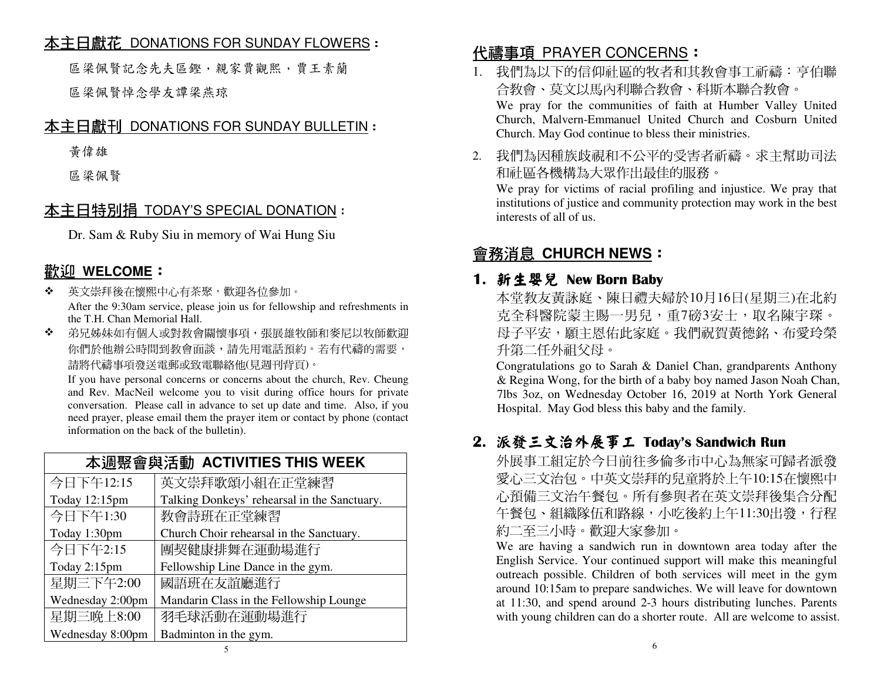## 本主日獻花 DONATIONS FOR SUNDAY FLOWERS：

區梁佩賢記念先夫區鏗，親家賈觀熙，賈王素蘭

區梁佩賢悼念學友譚梁燕琼

## 本主日獻刊 DONATIONS FOR SUNDAY BULLETIN：

黃偉雄

區梁佩賢

## 本主日特別捐 TODAY'S SPECIAL DONATION：

Dr. Sam & Ruby Siu in memory of Wai Hung Siu

## 歡迎 WELCOME：

- 英文崇拜後在懷熙中心有茶聚，歡迎各位參加。
  After the 9:30am service, please join us for fellowship and refreshments in the T.H. Chan Memorial Hall.
- 弟兄姊妹如有個人或對教會關懷事項，張展雄牧師和麥尼以牧師歡迎你們於他辦公時間到教會面談，請先用電話預約。若有代禱的需要，請將代禱事項發送電郵或致電聯絡他(見週刊背頁)。
  If you have personal concerns or concerns about the church, Rev. Cheung and Rev. MacNeil welcome you to visit during office hours for private conversation. Please call in advance to set up date and time. Also, if you need prayer, please email them the prayer item or contact by phone (contact information on the back of the bulletin).

| 本週聚會與活動 ACTIVITIES THIS WEEK | |
|---|---|
| 今日下午12:15 | 英文崇拜歌頌小組在正堂練習 |
| Today 12:15pm | Talking Donkeys' rehearsal in the Sanctuary. |
| 今日下午1:30 | 教會詩班在正堂練習 |
| Today 1:30pm | Church Choir rehearsal in the Sanctuary. |
| 今日下午2:15 | 團契健康排舞在運動場進行 |
| Today 2:15pm | Fellowship Line Dance in the gym. |
| 星期三下午2:00 | 國語班在友誼廳進行 |
| Wednesday 2:00pm | Mandarin Class in the Fellowship Lounge |
| 星期三晚上8:00 | 羽毛球活動在運動場進行 |
| Wednesday 8:00pm | Badminton in the gym. |

## 代禱事項 PRAYER CONCERNS：

1. 我們為以下的信仰社區的牧者和其教會事工祈禱：亨伯聯合教會、莫文以馬內利聯合教會、科斯本聯合教會。
   We pray for the communities of faith at Humber Valley United Church, Malvern-Emmanuel United Church and Cosburn United Church. May God continue to bless their ministries.
2. 我們為因種族歧視和不公平的受害者祈禱。求主幫助司法和社區各機構為大眾作出最佳的服務。
   We pray for victims of racial profiling and injustice. We pray that institutions of justice and community protection may work in the best interests of all of us.

## 會務消息 CHURCH NEWS：

### 1. 新生嬰兒 New Born Baby

本堂教友黃詠庭、陳日禮夫婦於10月16日(星期三)在北約克全科醫院蒙主賜一男兒，重7磅3安士，取名陳宇琛。母子平安，願主恩佑此家庭。我們祝賀黃德銘、布愛玲榮升第二任外祖父母。

Congratulations go to Sarah & Daniel Chan, grandparents Anthony & Regina Wong, for the birth of a baby boy named Jason Noah Chan, 7lbs 3oz, on Wednesday October 16, 2019 at North York General Hospital. May God bless this baby and the family.

### 2. 派發三文治外展事工 Today's Sandwich Run

外展事工組定於今日前往多倫多市中心為無家可歸者派發愛心三文治包。中英文崇拜的兒童將於上午10:15在懷熙中心預備三文治午餐包。所有參與者在英文崇拜後集合分配午餐包、組織隊伍和路線，小吃後約上午11:30出發，行程約二至三小時。歡迎大家參加。

We are having a sandwich run in downtown area today after the English Service. Your continued support will make this meaningful outreach possible. Children of both services will meet in the gym around 10:15am to prepare sandwiches. We will leave for downtown at 11:30, and spend around 2-3 hours distributing lunches. Parents with young children can do a shorter route. All are welcome to assist.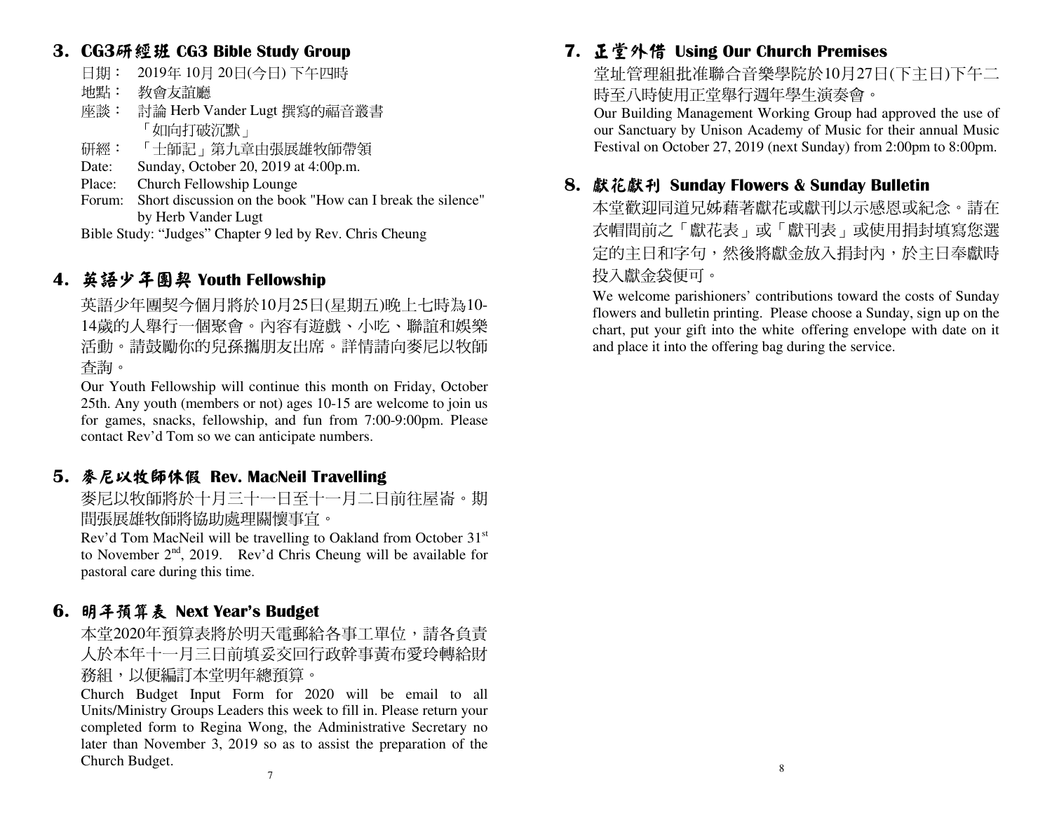## 3. CG3研經班 CG3 Bible Study Group

日期： 2019年 10月 20日(今日) 下午四時
地點： 教會友誼廳
座談： 討論 Herb Vander Lugt 撰寫的福音叢書「如向打破沉默」
研經： 「士師記」第九章由張展雄牧師帶領

Date: Sunday, October 20, 2019 at 4:00p.m.
Place: Church Fellowship Lounge
Forum: Short discussion on the book "How can I break the silence" by Herb Vander Lugt
Bible Study: "Judges" Chapter 9 led by Rev. Chris Cheung

## 4. 英語少年團契 Youth Fellowship

英語少年團契今個月將於10月25日(星期五)晚上七時為10-14歲的人舉行一個聚會。內容有遊戲、小吃、聯誼和娛樂活動。請鼓勵你的兒孫攜朋友出席。詳情請向麥尼以牧師查詢。

Our Youth Fellowship will continue this month on Friday, October 25th. Any youth (members or not) ages 10-15 are welcome to join us for games, snacks, fellowship, and fun from 7:00-9:00pm. Please contact Rev'd Tom so we can anticipate numbers.

## 5. 麥尼以牧師休假 Rev. MacNeil Travelling

麥尼以牧師將於十月三十一日至十一月二日前往屋崙。期間張展雄牧師將協助處理關懷事宜。

Rev'd Tom MacNeil will be travelling to Oakland from October 31st to November 2nd, 2019. Rev'd Chris Cheung will be available for pastoral care during this time.

## 6. 明年預算表 Next Year's Budget

本堂2020年預算表將於明天電郵給各事工單位，請各負責人於本年十一月三日前填妥交回行政幹事黃布愛玲轉給財務組，以便編訂本堂明年總預算。

Church Budget Input Form for 2020 will be email to all Units/Ministry Groups Leaders this week to fill in. Please return your completed form to Regina Wong, the Administrative Secretary no later than November 3, 2019 so as to assist the preparation of the Church Budget.

## 7. 正堂外借 Using Our Church Premises

堂址管理組批准聯合音樂學院於10月27日(下主日)下午二時至八時使用正堂舉行週年學生演奏會。

Our Building Management Working Group had approved the use of our Sanctuary by Unison Academy of Music for their annual Music Festival on October 27, 2019 (next Sunday) from 2:00pm to 8:00pm.

## 8. 獻花獻刊 Sunday Flowers & Sunday Bulletin

本堂歡迎同道兄姊藉著獻花或獻刊以示感恩或紀念。請在衣帽間前之「獻花表」或「獻刊表」或使用捐封填寫您選定的主日和字句，然後將獻金放入捐封內，於主日奉獻時投入獻金袋便可。

We welcome parishioners' contributions toward the costs of Sunday flowers and bulletin printing. Please choose a Sunday, sign up on the chart, put your gift into the white offering envelope with date on it and place it into the offering bag during the service.